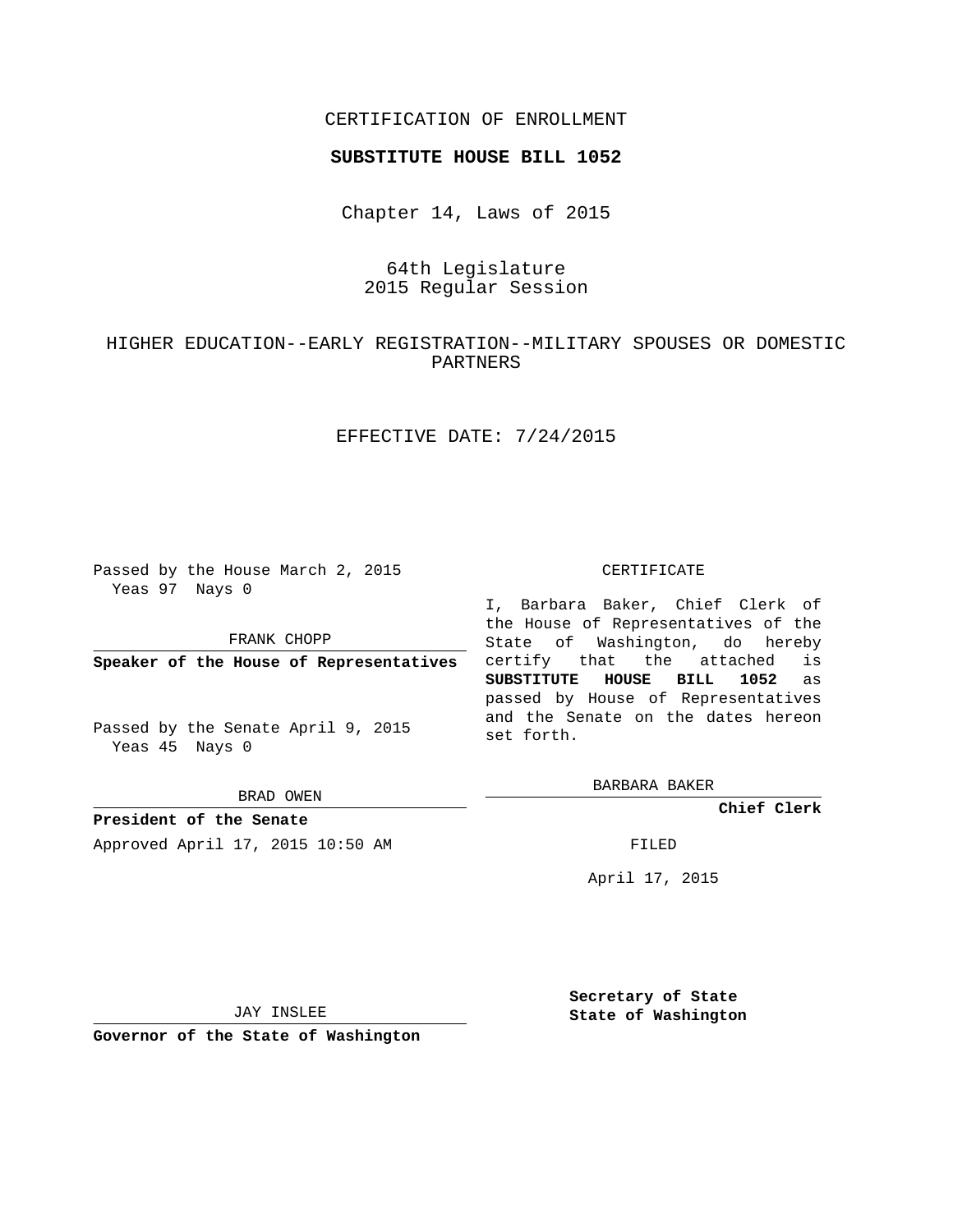CERTIFICATION OF ENROLLMENT

**SUBSTITUTE HOUSE BILL 1052**

Chapter 14, Laws of 2015

64th Legislature
2015 Regular Session

HIGHER EDUCATION--EARLY REGISTRATION--MILITARY SPOUSES OR DOMESTIC PARTNERS

EFFECTIVE DATE: 7/24/2015

Passed by the House March 2, 2015
Yeas 97 Nays 0

FRANK CHOPP

**Speaker of the House of Representatives**

Passed by the Senate April 9, 2015
Yeas 45 Nays 0

BRAD OWEN

**President of the Senate**

Approved April 17, 2015 10:50 AM

JAY INSLEE

**Governor of the State of Washington**

CERTIFICATE

I, Barbara Baker, Chief Clerk of the House of Representatives of the State of Washington, do hereby certify that the attached is **SUBSTITUTE HOUSE BILL 1052** as passed by House of Representatives and the Senate on the dates hereon set forth.

BARBARA BAKER

**Chief Clerk**

FILED

April 17, 2015

**Secretary of State**
**State of Washington**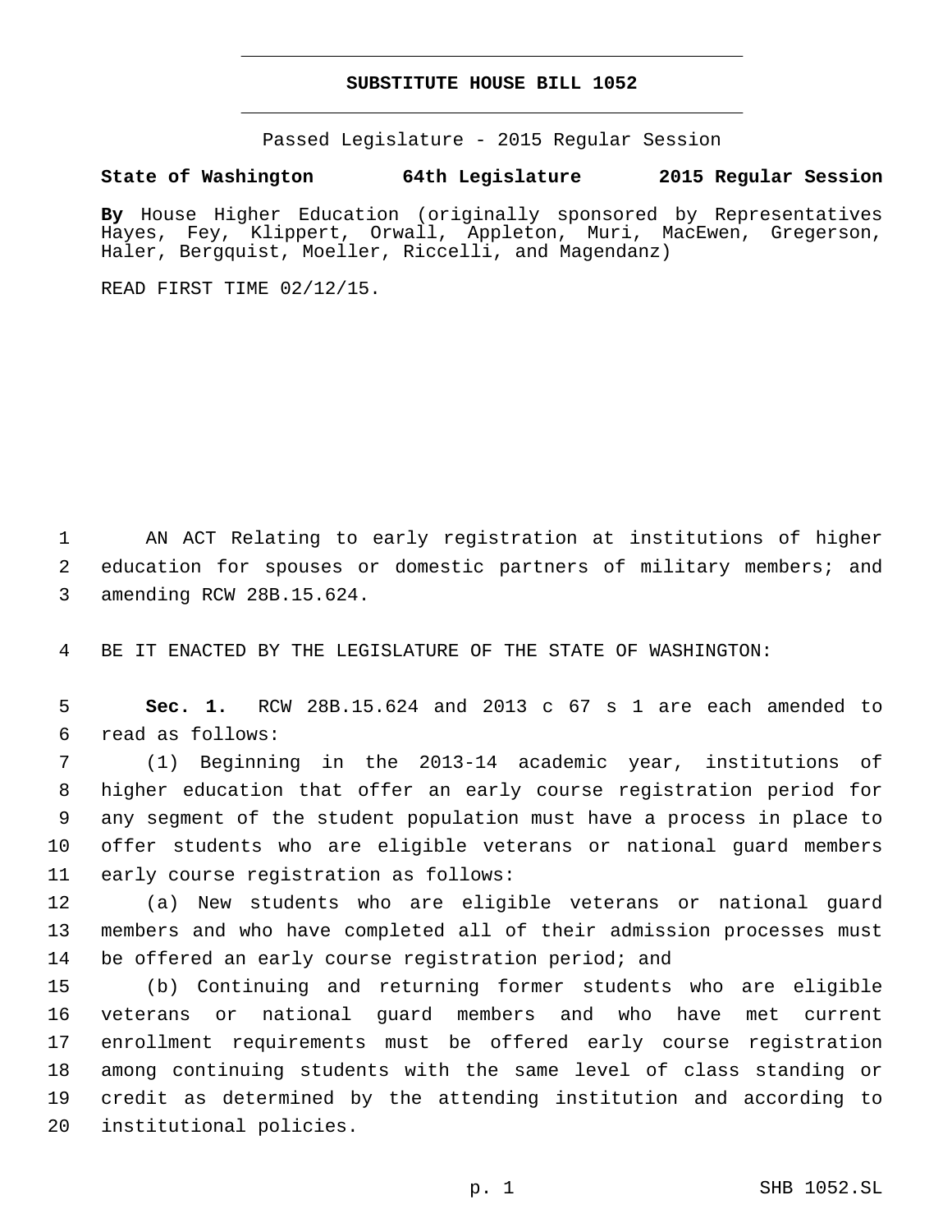# SUBSTITUTE HOUSE BILL 1052

Passed Legislature - 2015 Regular Session

**State of Washington 64th Legislature 2015 Regular Session**

**By** House Higher Education (originally sponsored by Representatives Hayes, Fey, Klippert, Orwall, Appleton, Muri, MacEwen, Gregerson, Haler, Bergquist, Moeller, Riccelli, and Magendanz)

READ FIRST TIME 02/12/15.

1 AN ACT Relating to early registration at institutions of higher 2 education for spouses or domestic partners of military members; and 3 amending RCW 28B.15.624.

4 BE IT ENACTED BY THE LEGISLATURE OF THE STATE OF WASHINGTON:

5 **Sec. 1.** RCW 28B.15.624 and 2013 c 67 s 1 are each amended to 6 read as follows:

7 (1) Beginning in the 2013-14 academic year, institutions of 8 higher education that offer an early course registration period for 9 any segment of the student population must have a process in place to 10 offer students who are eligible veterans or national guard members 11 early course registration as follows:

12 (a) New students who are eligible veterans or national guard 13 members and who have completed all of their admission processes must 14 be offered an early course registration period; and

15 (b) Continuing and returning former students who are eligible 16 veterans or national guard members and who have met current 17 enrollment requirements must be offered early course registration 18 among continuing students with the same level of class standing or 19 credit as determined by the attending institution and according to 20 institutional policies.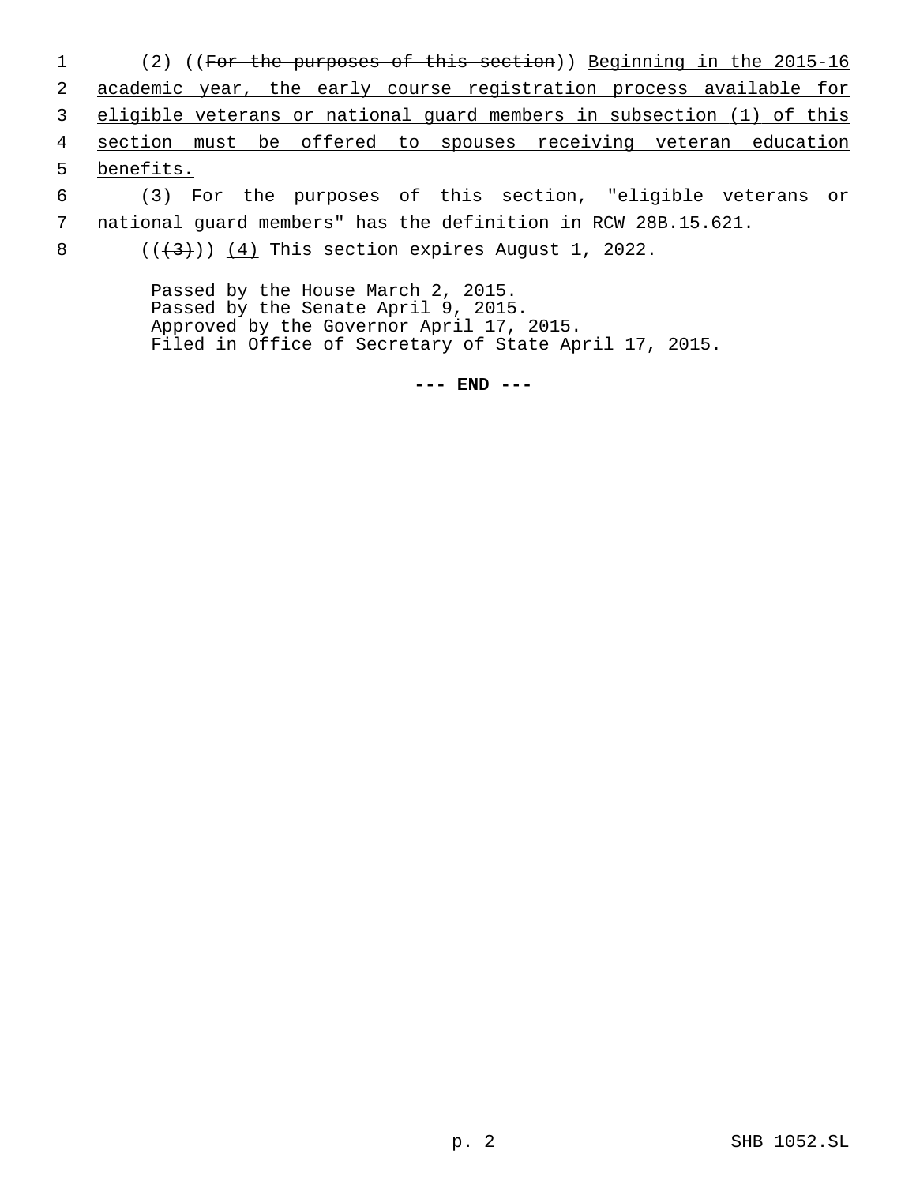(2) ((~~For the purposes of this section~~)) Beginning in the 2015-16 academic year, the early course registration process available for eligible veterans or national guard members in subsection (1) of this section must be offered to spouses receiving veteran education benefits.

(3) For the purposes of this section, "eligible veterans or national guard members" has the definition in RCW 28B.15.621.

((~~(3)~~)) (4) This section expires August 1, 2022.

Passed by the House March 2, 2015.
Passed by the Senate April 9, 2015.
Approved by the Governor April 17, 2015.
Filed in Office of Secretary of State April 17, 2015.

**--- END ---**